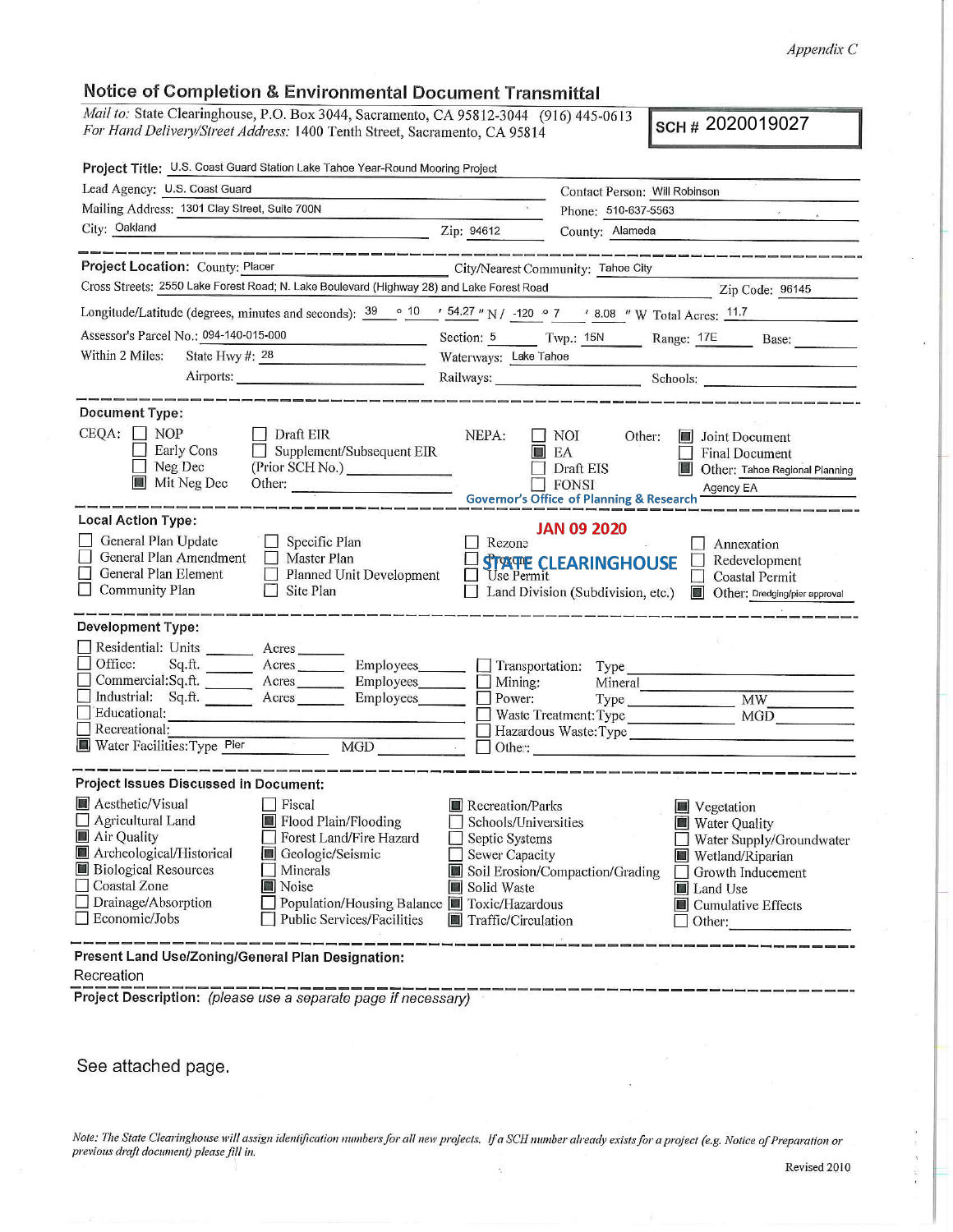Appendix C

# Notice of Completion & Environmental Document Transmittal

*Mail to:* State Clearinghouse, P.O. Box 3044, Sacramento, CA 95812-3044 (916) 445-0613
*For Hand Delivery/Street Address:* 1400 Tenth Street, Sacramento, CA 95814

**SCH #** 2020019027

**Project Title:** U.S. Coast Guard Station Lake Tahoe Year-Round Mooring Project

Lead Agency: U.S. Coast Guard
Contact Person: Will Robinson
Mailing Address: 1301 Clay Street, Suite 700N
Phone: 510-637-5563
City: Oakland
Zip: 94612
County: Alameda

---

**Project Location:** County: Placer
City/Nearest Community: Tahoe City
Cross Streets: 2550 Lake Forest Road; N. Lake Boulevard (Highway 28) and Lake Forest Road
Zip Code: 96145
Longitude/Latitude (degrees, minutes and seconds): 39 ° 10 ′ 54.27 ″ N / -120 ° 7 ′ 8.08 ″ W Total Acres: 11.7
Assessor's Parcel No.: 094-140-015-000
Section: 5 Twp.: 15N Range: 17E Base:
Within 2 Miles: State Hwy #: 28
Waterways: Lake Tahoe
Airports:
Railways:
Schools:

---

**Document Type:**

CEQA:
- [ ] NOP
- [ ] Early Cons
- [ ] Neg Dec
- [x] Mit Neg Dec
- [ ] Draft EIR
- [ ] Supplement/Subsequent EIR (Prior SCH No.)
- Other:

NEPA:
- [ ] NOI
- [x] EA
- [ ] Draft EIS
- [ ] FONSI

Other:
- [x] Joint Document
- [ ] Final Document
- [x] Other: Tahoe Regional Planning Agency EA

Governor's Office of Planning & Research

JAN 09 2020

STATE CLEARINGHOUSE

---

**Local Action Type:**

- [ ] General Plan Update
- [ ] General Plan Amendment
- [ ] General Plan Element
- [ ] Community Plan
- [ ] Specific Plan
- [ ] Master Plan
- [ ] Planned Unit Development
- [ ] Site Plan
- [ ] Rezone
- [ ] Prezone
- [ ] Use Permit
- [ ] Land Division (Subdivision, etc.)
- [ ] Annexation
- [ ] Redevelopment
- [ ] Coastal Permit
- [x] Other: Dredging/pier approval

---

**Development Type:**

- [ ] Residential: Units ______ Acres ______
- [ ] Office: Sq.ft. ______ Acres ______ Employees ______
- [ ] Commercial: Sq.ft. ______ Acres ______ Employees ______
- [ ] Industrial: Sq.ft. ______ Acres ______ Employees ______
- [ ] Educational:
- [ ] Recreational:
- [x] Water Facilities: Type Pier MGD ______
- [ ] Transportation: Type
- [ ] Mining: Mineral
- [ ] Power: Type ______ MW ______
- [ ] Waste Treatment: Type ______ MGD ______
- [ ] Hazardous Waste: Type
- [ ] Other:

---

**Project Issues Discussed in Document:**

- [x] Aesthetic/Visual
- [ ] Agricultural Land
- [x] Air Quality
- [x] Archeological/Historical
- [x] Biological Resources
- [ ] Coastal Zone
- [ ] Drainage/Absorption
- [ ] Economic/Jobs
- [ ] Fiscal
- [x] Flood Plain/Flooding
- [ ] Forest Land/Fire Hazard
- [x] Geologic/Seismic
- [ ] Minerals
- [x] Noise
- [ ] Population/Housing Balance
- [ ] Public Services/Facilities
- [x] Recreation/Parks
- [ ] Schools/Universities
- [ ] Septic Systems
- [ ] Sewer Capacity
- [x] Soil Erosion/Compaction/Grading
- [x] Solid Waste
- [x] Toxic/Hazardous
- [x] Traffic/Circulation
- [x] Vegetation
- [x] Water Quality
- [ ] Water Supply/Groundwater
- [x] Wetland/Riparian
- [ ] Growth Inducement
- [x] Land Use
- [x] Cumulative Effects
- [ ] Other:

---

**Present Land Use/Zoning/General Plan Designation:**

Recreation

**Project Description:** *(please use a separate page if necessary)*

See attached page.

*Note: The State Clearinghouse will assign identification numbers for all new projects. If a SCH number already exists for a project (e.g. Notice of Preparation or previous draft document) please fill in.*

Revised 2010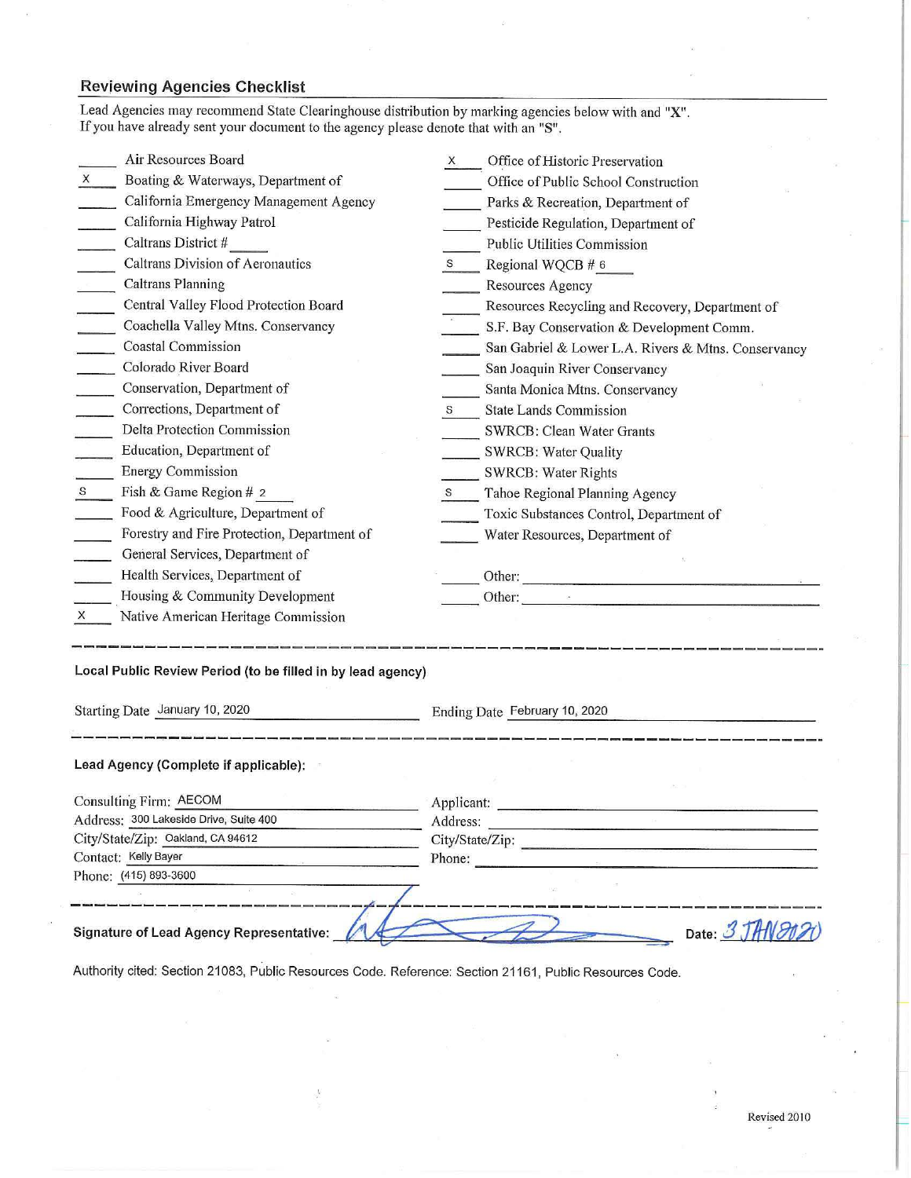## Reviewing Agencies Checklist

Lead Agencies may recommend State Clearinghouse distribution by marking agencies below with and "X".
If you have already sent your document to the agency please denote that with an "S".

| Mark | Agency | Mark | Agency |
|---|---|---|---|
| | Air Resources Board | X | Office of Historic Preservation |
| X | Boating & Waterways, Department of | | Office of Public School Construction |
| | California Emergency Management Agency | | Parks & Recreation, Department of |
| | California Highway Patrol | | Pesticide Regulation, Department of |
| | Caltrans District # | | Public Utilities Commission |
| | Caltrans Division of Aeronautics | S | Regional WQCB # 6 |
| | Caltrans Planning | | Resources Agency |
| | Central Valley Flood Protection Board | | Resources Recycling and Recovery, Department of |
| | Coachella Valley Mtns. Conservancy | | S.F. Bay Conservation & Development Comm. |
| | Coastal Commission | | San Gabriel & Lower L.A. Rivers & Mtns. Conservancy |
| | Colorado River Board | | San Joaquin River Conservancy |
| | Conservation, Department of | | Santa Monica Mtns. Conservancy |
| | Corrections, Department of | S | State Lands Commission |
| | Delta Protection Commission | | SWRCB: Clean Water Grants |
| | Education, Department of | | SWRCB: Water Quality |
| | Energy Commission | | SWRCB: Water Rights |
| S | Fish & Game Region # 2 | S | Tahoe Regional Planning Agency |
| | Food & Agriculture, Department of | | Toxic Substances Control, Department of |
| | Forestry and Fire Protection, Department of | | Water Resources, Department of |
| | General Services, Department of | | |
| | Health Services, Department of | | Other: |
| | Housing & Community Development | | Other: |
| X | Native American Heritage Commission | | |

---

**Local Public Review Period (to be filled in by lead agency)**

Starting Date January 10, 2020

Ending Date February 10, 2020

---

**Lead Agency (Complete if applicable):**

Consulting Firm: AECOM
Address: 300 Lakeside Drive, Suite 400
City/State/Zip: Oakland, CA 94612
Contact: Kelly Bayer
Phone: (415) 893-3600

Applicant:
Address:
City/State/Zip:
Phone:

---

**Signature of Lead Agency Representative:** [signature] **Date:** 3 JAN 2020

Authority cited: Section 21083, Public Resources Code. Reference: Section 21161, Public Resources Code.

Revised 2010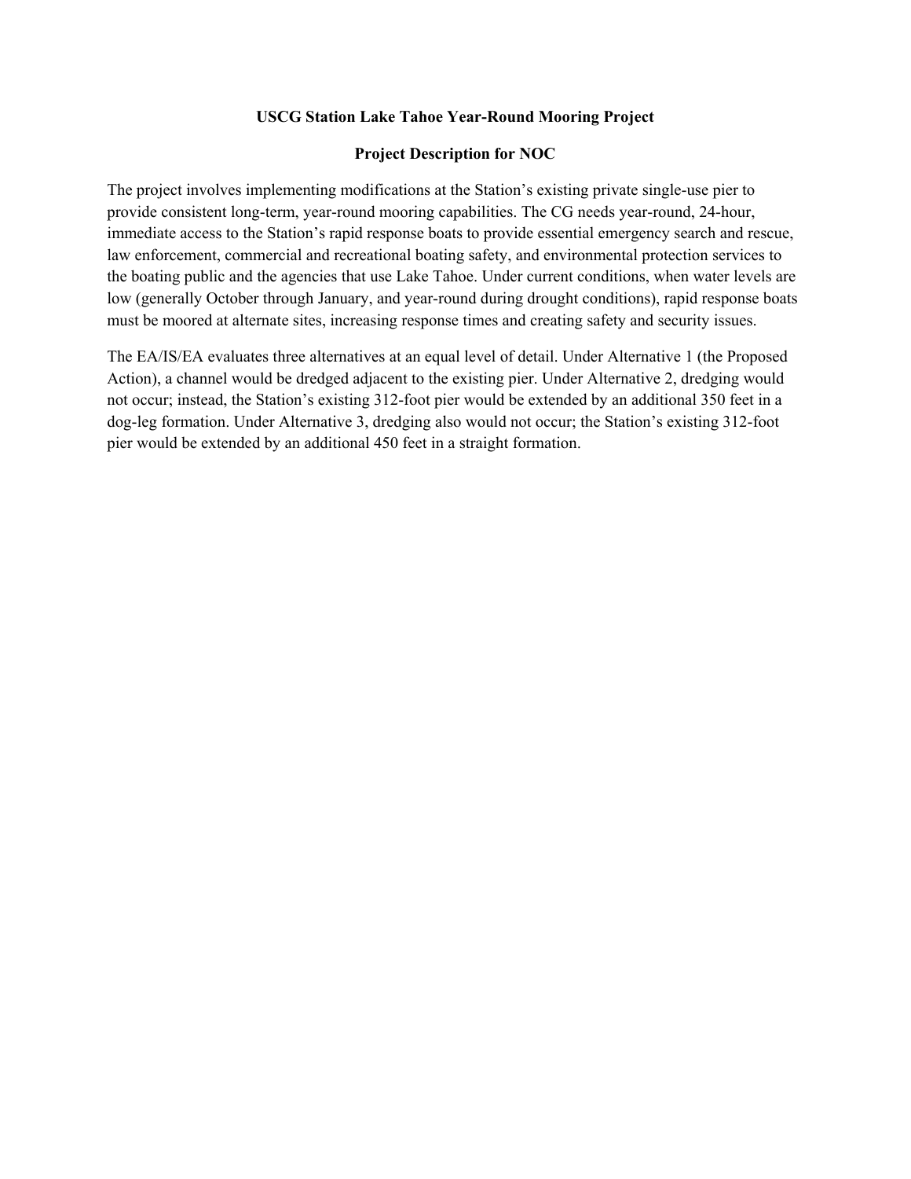**USCG Station Lake Tahoe Year-Round Mooring Project**

**Project Description for NOC**

The project involves implementing modifications at the Station's existing private single-use pier to provide consistent long-term, year-round mooring capabilities. The CG needs year-round, 24-hour, immediate access to the Station's rapid response boats to provide essential emergency search and rescue, law enforcement, commercial and recreational boating safety, and environmental protection services to the boating public and the agencies that use Lake Tahoe. Under current conditions, when water levels are low (generally October through January, and year-round during drought conditions), rapid response boats must be moored at alternate sites, increasing response times and creating safety and security issues.

The EA/IS/EA evaluates three alternatives at an equal level of detail. Under Alternative 1 (the Proposed Action), a channel would be dredged adjacent to the existing pier. Under Alternative 2, dredging would not occur; instead, the Station's existing 312-foot pier would be extended by an additional 350 feet in a dog-leg formation. Under Alternative 3, dredging also would not occur; the Station's existing 312-foot pier would be extended by an additional 450 feet in a straight formation.